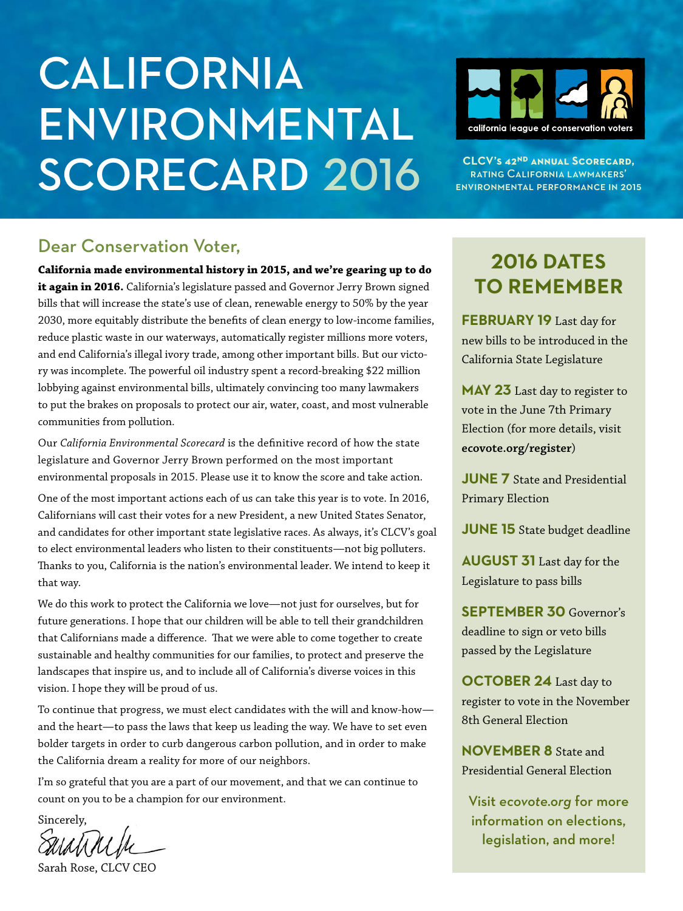# CALIFORNIA ENVIRONMENTAL SCORECARD 2016

california league of conservation voters

CLCV's 42nd ANNUAL SCORECARD, RATING CALIFORNIA LAWMAKERS' ENVIRONMENTAL PERFORMANCE IN 2015

## Dear Conservation Voter,

**California made environmental history in 2015, and we're gearing up to do it again in 2016.** California's legislature passed and Governor Jerry Brown signed bills that will increase the state's use of clean, renewable energy to 50% by the year 2030, more equitably distribute the benefits of clean energy to low-income families, reduce plastic waste in our waterways, automatically register millions more voters, and end California's illegal ivory trade, among other important bills. But our victory was incomplete. The powerful oil industry spent a record-breaking $22 million lobbying against environmental bills, ultimately convincing too many lawmakers to put the brakes on proposals to protect our air, water, coast, and most vulnerable communities from pollution.

Our *California Environmental Scorecard* is the definitive record of how the state legislature and Governor Jerry Brown performed on the most important environmental proposals in 2015. Please use it to know the score and take action.

One of the most important actions each of us can take this year is to vote. In 2016, Californians will cast their votes for a new President, a new United States Senator, and candidates for other important state legislative races. As always, it's CLCV's goal to elect environmental leaders who listen to their constituents—not big polluters. Thanks to you, California is the nation's environmental leader. We intend to keep it that way.

We do this work to protect the California we love—not just for ourselves, but for future generations. I hope that our children will be able to tell their grandchildren that Californians made a difference. That we were able to come together to create sustainable and healthy communities for our families, to protect and preserve the landscapes that inspire us, and to include all of California's diverse voices in this vision. I hope they will be proud of us.

To continue that progress, we must elect candidates with the will and know-how—and the heart—to pass the laws that keep us leading the way. We have to set even bolder targets in order to curb dangerous carbon pollution, and in order to make the California dream a reality for more of our neighbors.

I'm so grateful that you are a part of our movement, and that we can continue to count on you to be a champion for our environment.

Sincerely,

Sarah Rose, CLCV CEO

## 2016 DATES TO REMEMBER

**FEBRUARY 19** Last day for new bills to be introduced in the California State Legislature

**MAY 23** Last day to register to vote in the June 7th Primary Election (for more details, visit **ecovote.org/register**)

**JUNE 7** State and Presidential Primary Election

**JUNE 15** State budget deadline

**AUGUST 31** Last day for the Legislature to pass bills

**SEPTEMBER 30** Governor's deadline to sign or veto bills passed by the Legislature

**OCTOBER 24** Last day to register to vote in the November 8th General Election

**NOVEMBER 8** State and Presidential General Election

Visit *ecovote.org* for more information on elections, legislation, and more!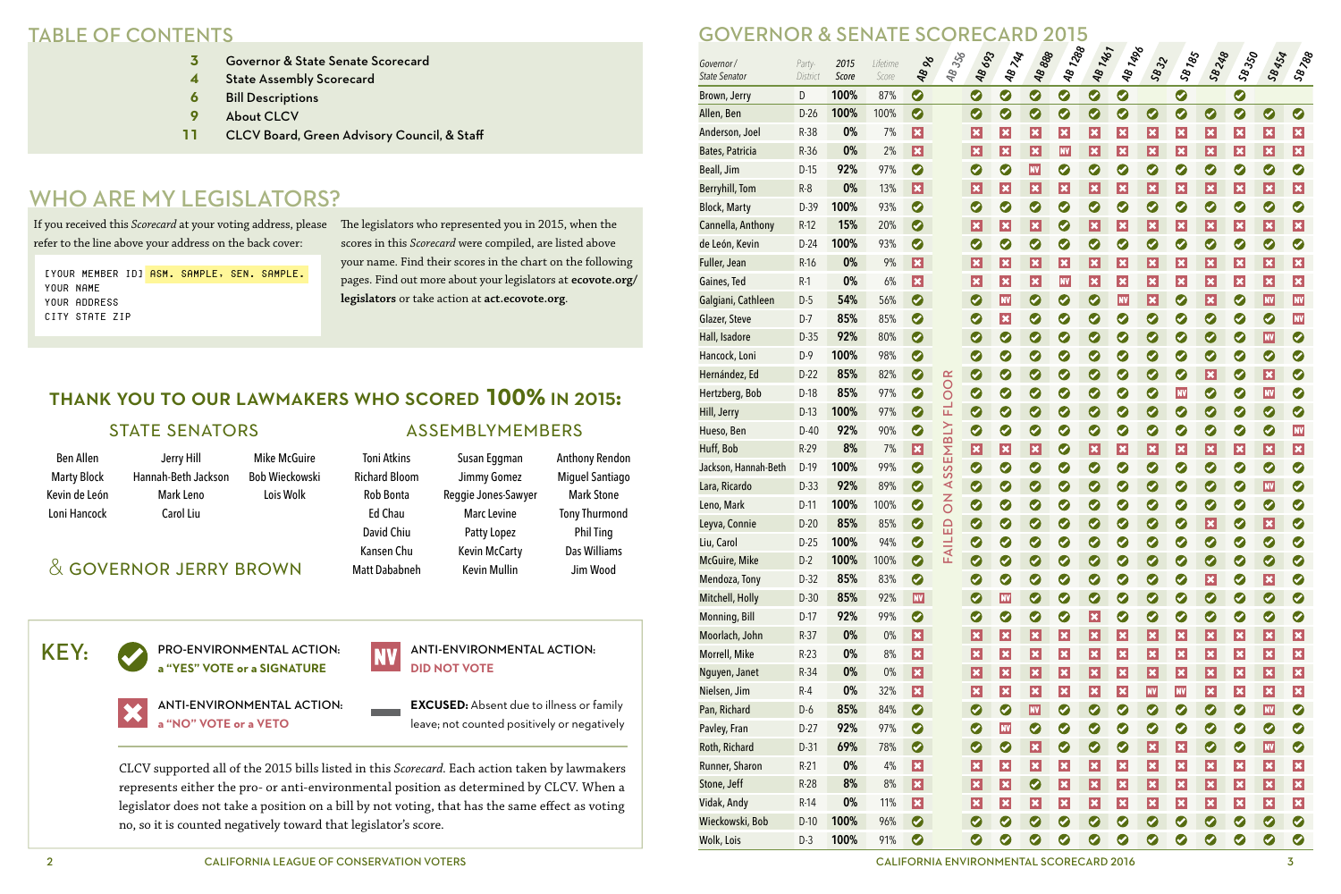## TABLE OF CONTENTS

| | |
|---|---|
| 3 | Governor & State Senate Scorecard |
| 4 | State Assembly Scorecard |
| 6 | Bill Descriptions |
| 9 | About CLCV |
| 11 | CLCV Board, Green Advisory Council, & Staff |

## WHO ARE MY LEGISLATORS?

If you received this *Scorecard* at your voting address, please refer to the line above your address on the back cover:

```
[YOUR MEMBER ID] ASM. SAMPLE, SEN. SAMPLE.
YOUR NAME
YOUR ADDRESS
CITY STATE ZIP
```

The legislators who represented you in 2015, when the scores in this *Scorecard* were compiled, are listed above your name. Find their scores in the chart on the following pages. Find out more about your legislators at **ecovote.org/legislators** or take action at **act.ecovote.org**.

## THANK YOU TO OUR LAWMAKERS WHO SCORED 100% IN 2015:

### STATE SENATORS

Ben Allen, Marty Block, Kevin de León, Loni Hancock, Jerry Hill, Hannah-Beth Jackson, Mark Leno, Carol Liu, Mike McGuire, Bob Wieckowski, Lois Wolk

### & GOVERNOR JERRY BROWN

### ASSEMBLYMEMBERS

Toni Atkins, Richard Bloom, Rob Bonta, Ed Chau, David Chiu, Kansen Chu, Matt Dababneh, Susan Eggman, Jimmy Gomez, Reggie Jones-Sawyer, Marc Levine, Patty Lopez, Kevin McCarty, Kevin Mullin, Anthony Rendon, Miguel Santiago, Mark Stone, Tony Thurmond, Phil Ting, Das Williams, Jim Wood

## KEY:

- ✓ **PRO-ENVIRONMENTAL ACTION: a "YES" VOTE or a SIGNATURE**
- ✗ **ANTI-ENVIRONMENTAL ACTION: a "NO" VOTE or a VETO**
- NV **ANTI-ENVIRONMENTAL ACTION: DID NOT VOTE**
- — **EXCUSED:** Absent due to illness or family leave; not counted positively or negatively

CLCV supported all of the 2015 bills listed in this *Scorecard*. Each action taken by lawmakers represents either the pro- or anti-environmental position as determined by CLCV. When a legislator does not take a position on a bill by not voting, that has the same effect as voting no, so it is counted negatively toward that legislator's score.

## GOVERNOR & SENATE SCORECARD 2015

AB 356: FAILED ON ASSEMBLY FLOOR

| Governor / State Senator | Party-District | 2015 Score | Lifetime Score | AB 96 | AB 356 | AB 693 | AB 744 | AB 888 | AB 1288 | AB 1461 | AB 1496 | SB 32 | SB 185 | SB 248 | SB 350 | SB 454 | SB 788 |
|---|---|---|---|---|---|---|---|---|---|---|---|---|---|---|---|---|---|
| Brown, Jerry | D | 100% | 87% | ✓ | | ✓ | ✓ | ✓ | ✓ | ✓ | ✓ | | ✓ | | ✓ | | |
| Allen, Ben | D-26 | 100% | 100% | ✓ | | ✓ | ✓ | ✓ | ✓ | ✓ | ✓ | ✓ | ✓ | ✓ | ✓ | ✓ | ✓ |
| Anderson, Joel | R-38 | 0% | 7% | ✗ | | ✗ | ✗ | ✗ | ✗ | ✗ | ✗ | ✗ | ✗ | ✗ | ✗ | ✗ | ✗ |
| Bates, Patricia | R-36 | 0% | 2% | ✗ | | ✗ | ✗ | ✗ | ✗ | NV | ✗ | ✗ | ✗ | ✗ | ✗ | ✗ | ✗ |
| Beall, Jim | D-15 | 92% | 97% | ✓ | | ✓ | ✓ | NV | ✓ | ✓ | ✓ | ✓ | ✓ | ✓ | ✓ | ✓ | ✓ |
| Berryhill, Tom | R-8 | 0% | 13% | ✗ | | ✗ | ✗ | ✗ | ✗ | ✗ | ✗ | ✗ | ✗ | ✗ | ✗ | ✗ | ✗ |
| Block, Marty | D-39 | 100% | 93% | ✓ | | ✓ | ✓ | ✓ | ✓ | ✓ | ✓ | ✓ | ✓ | ✓ | ✓ | ✓ | ✓ |
| Cannella, Anthony | R-12 | 15% | 20% | ✓ | | ✗ | ✗ | ✗ | ✓ | ✗ | ✗ | ✗ | ✗ | ✗ | ✗ | ✗ | ✗ |
| de León, Kevin | D-24 | 100% | 93% | ✓ | | ✓ | ✓ | ✓ | ✓ | ✓ | ✓ | ✓ | ✓ | ✓ | ✓ | ✓ | ✓ |
| Fuller, Jean | R-16 | 0% | 9% | ✗ | | ✗ | ✗ | ✗ | ✗ | ✗ | ✗ | ✗ | ✗ | ✗ | ✗ | ✗ | ✗ |
| Gaines, Ted | R-1 | 0% | 6% | ✗ | | ✗ | ✗ | ✗ | NV | ✗ | ✗ | ✗ | ✗ | ✗ | ✗ | ✗ | ✗ |
| Galgiani, Cathleen | D-5 | 54% | 56% | ✓ | | ✓ | NV | ✓ | ✓ | ✓ | NV | ✗ | ✓ | ✓ | ✓ | NV | NV |
| Glazer, Steve | D-7 | 85% | 85% | ✓ | | ✓ | ✗ | ✓ | ✓ | ✓ | ✓ | ✓ | ✓ | ✓ | ✓ | ✓ | NV |
| Hall, Isadore | D-35 | 92% | 80% | ✓ | | ✓ | ✓ | ✓ | ✓ | ✓ | ✓ | ✓ | ✓ | ✓ | ✓ | NV | ✓ |
| Hancock, Loni | D-9 | 100% | 98% | ✓ | | ✓ | ✓ | ✓ | ✓ | ✓ | ✓ | ✓ | ✓ | ✓ | ✓ | ✓ | ✓ |
| Hernández, Ed | D-22 | 85% | 82% | ✓ | | ✓ | ✓ | ✓ | ✓ | ✓ | ✓ | ✓ | ✓ | ✗ | ✓ | ✗ | ✓ |
| Hertzberg, Bob | D-18 | 85% | 97% | ✓ | | ✓ | ✓ | ✓ | ✓ | ✓ | ✓ | ✓ | NV | ✓ | ✓ | NV | ✓ |
| Hill, Jerry | D-13 | 100% | 97% | ✓ | | ✓ | ✓ | ✓ | ✓ | ✓ | ✓ | ✓ | ✓ | ✓ | ✓ | ✓ | ✓ |
| Hueso, Ben | D-40 | 92% | 90% | ✓ | | ✓ | ✓ | ✓ | ✓ | ✓ | ✓ | ✓ | ✓ | ✓ | ✓ | ✓ | NV |
| Huff, Bob | R-29 | 8% | 7% | ✗ | | ✗ | ✗ | ✗ | ✓ | ✗ | ✗ | ✗ | ✗ | ✗ | ✗ | ✗ | ✗ |
| Jackson, Hannah-Beth | D-19 | 100% | 99% | ✓ | | ✓ | ✓ | ✓ | ✓ | ✓ | ✓ | ✓ | ✓ | ✓ | ✓ | ✓ | ✓ |
| Lara, Ricardo | D-33 | 92% | 89% | ✓ | | ✓ | ✓ | ✓ | ✓ | ✓ | ✓ | ✓ | ✓ | ✓ | ✓ | NV | ✓ |
| Leno, Mark | D-11 | 100% | 100% | ✓ | | ✓ | ✓ | ✓ | ✓ | ✓ | ✓ | ✓ | ✓ | ✓ | ✓ | ✓ | ✓ |
| Leyva, Connie | D-20 | 85% | 85% | ✓ | | ✓ | ✓ | ✓ | ✓ | ✓ | ✓ | ✓ | ✓ | ✗ | ✓ | ✗ | ✓ |
| Liu, Carol | D-25 | 100% | 94% | ✓ | | ✓ | ✓ | ✓ | ✓ | ✓ | ✓ | ✓ | ✓ | ✓ | ✓ | ✓ | ✓ |
| McGuire, Mike | D-2 | 100% | 100% | ✓ | | ✓ | ✓ | ✓ | ✓ | ✓ | ✓ | ✓ | ✓ | ✓ | ✓ | ✓ | ✓ |
| Mendoza, Tony | D-32 | 85% | 83% | ✓ | | ✓ | ✓ | ✓ | ✓ | ✓ | ✓ | ✓ | ✓ | ✗ | ✓ | ✗ | ✓ |
| Mitchell, Holly | D-30 | 85% | 92% | NV | | ✓ | NV | ✓ | ✓ | ✓ | ✓ | ✓ | ✓ | ✓ | ✓ | ✓ | ✓ |
| Monning, Bill | D-17 | 92% | 99% | ✓ | | ✓ | ✓ | ✓ | ✗ | ✓ | ✓ | ✓ | ✓ | ✓ | ✓ | ✓ | ✓ |
| Moorlach, John | R-37 | 0% | 0% | ✗ | | ✗ | ✗ | ✗ | ✗ | ✗ | ✗ | ✗ | ✗ | ✗ | ✗ | ✗ | ✗ |
| Morrell, Mike | R-23 | 0% | 8% | ✗ | | ✗ | ✗ | ✗ | ✗ | ✗ | ✗ | ✗ | ✗ | ✗ | ✗ | ✗ | ✗ |
| Nguyen, Janet | R-34 | 0% | 0% | ✗ | | ✗ | ✗ | ✗ | ✗ | ✗ | ✗ | ✗ | ✗ | ✗ | ✗ | ✗ | ✗ |
| Nielsen, Jim | R-4 | 0% | 32% | ✗ | | ✗ | ✗ | ✗ | ✗ | ✗ | ✗ | NV | NV | ✗ | ✗ | ✗ | ✗ |
| Pan, Richard | D-6 | 85% | 84% | ✓ | | ✓ | ✓ | NV | ✓ | ✓ | ✓ | ✓ | ✓ | ✓ | ✓ | NV | ✓ |
| Pavley, Fran | D-27 | 92% | 97% | ✓ | | ✓ | NV | ✓ | ✓ | ✓ | ✓ | ✓ | ✓ | ✓ | ✓ | ✓ | ✓ |
| Roth, Richard | D-31 | 69% | 78% | ✓ | | ✓ | ✓ | ✗ | ✓ | ✓ | ✓ | ✗ | ✗ | ✓ | ✓ | NV | ✓ |
| Runner, Sharon | R-21 | 0% | 4% | ✗ | | ✗ | ✗ | ✗ | ✗ | ✗ | ✗ | ✗ | ✗ | ✗ | ✗ | ✗ | ✗ |
| Stone, Jeff | R-28 | 8% | 8% | ✗ | | ✗ | ✗ | ✓ | ✗ | ✗ | ✗ | ✗ | ✗ | ✗ | ✗ | ✗ | ✗ |
| Vidak, Andy | R-14 | 0% | 11% | ✗ | | ✗ | ✗ | ✗ | ✗ | ✗ | ✗ | ✗ | ✗ | ✗ | ✗ | ✗ | ✗ |
| Wieckowski, Bob | D-10 | 100% | 96% | ✓ | | ✓ | ✓ | ✓ | ✓ | ✓ | ✓ | ✓ | ✓ | ✓ | ✓ | ✓ | ✓ |
| Wolk, Lois | D-3 | 100% | 91% | ✓ | | ✓ | ✓ | ✓ | ✓ | ✓ | ✓ | ✓ | ✓ | ✓ | ✓ | ✓ | ✓ |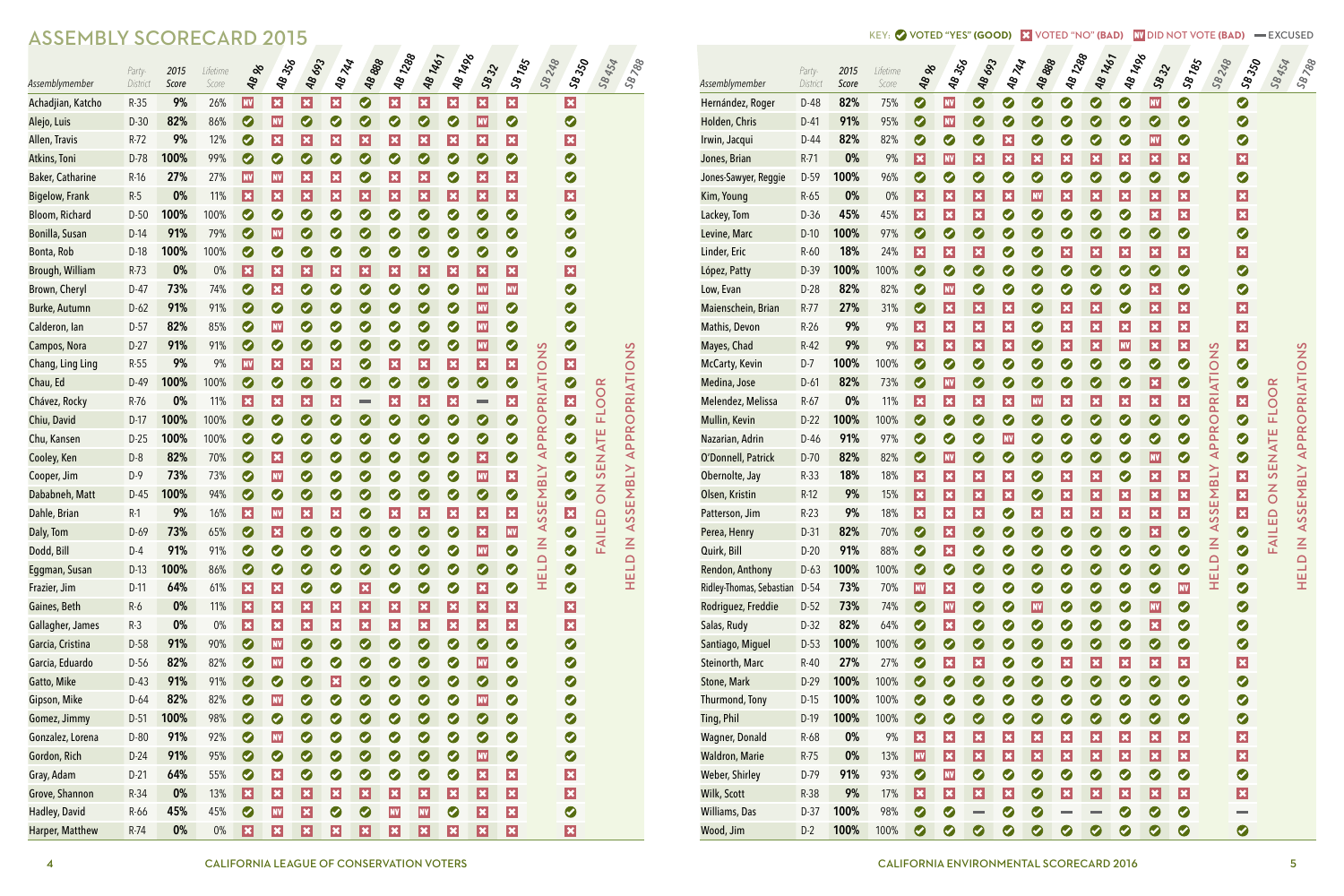# ASSEMBLY SCORECARD 2015

KEY: ✓ VOTED "YES" (GOOD) ✗ VOTED "NO" (BAD) NV DID NOT VOTE (BAD) — EXCUSED

SB 248: HELD IN ASSEMBLY APPROPRIATIONS. SB 454: FAILED ON SENATE FLOOR. SB 788: HELD IN ASSEMBLY APPROPRIATIONS.

| Assemblymember | Party-District | 2015 Score | Lifetime Score | AB 96 | AB 356 | AB 693 | AB 744 | AB 888 | AB 1288 | AB 1461 | AB 1496 | SB 32 | SB 185 | SB 248 | SB 350 | SB 454 | SB 788 |
|---|---|---|---|---|---|---|---|---|---|---|---|---|---|---|---|---|---|
| Achadjian, Katcho | R-35 | 9% | 26% | NV | ✗ | ✗ | ✗ | ✓ | ✗ | ✗ | ✗ | ✗ | ✗ | HELD IN ASSEMBLY APPROPRIATIONS | ✗ | FAILED ON SENATE FLOOR | HELD IN ASSEMBLY APPROPRIATIONS |
| Alejo, Luis | D-30 | 82% | 86% | ✓ | NV | ✓ | ✓ | ✓ | ✓ | ✓ | ✓ | NV | ✓ | | ✓ | | |
| Allen, Travis | R-72 | 9% | 12% | ✓ | ✗ | ✗ | ✗ | ✗ | ✗ | ✗ | ✗ | ✗ | ✗ | | ✗ | | |
| Atkins, Toni | D-78 | 100% | 99% | ✓ | ✓ | ✓ | ✓ | ✓ | ✓ | ✓ | ✓ | ✓ | ✓ | | ✓ | | |
| Baker, Catharine | R-16 | 27% | 27% | NV | NV | ✗ | ✗ | ✓ | ✗ | ✗ | ✓ | ✗ | ✗ | | ✓ | | |
| Bigelow, Frank | R-5 | 0% | 11% | ✗ | ✗ | ✗ | ✗ | ✗ | ✗ | ✗ | ✗ | ✗ | ✗ | | ✗ | | |
| Bloom, Richard | D-50 | 100% | 100% | ✓ | ✓ | ✓ | ✓ | ✓ | ✓ | ✓ | ✓ | ✓ | ✓ | | ✓ | | |
| Bonilla, Susan | D-14 | 91% | 79% | ✓ | NV | ✓ | ✓ | ✓ | ✓ | ✓ | ✓ | ✓ | ✓ | | ✓ | | |
| Bonta, Rob | D-18 | 100% | 100% | ✓ | ✓ | ✓ | ✓ | ✓ | ✓ | ✓ | ✓ | ✓ | ✓ | | ✓ | | |
| Brough, William | R-73 | 0% | 0% | ✗ | ✗ | ✗ | ✗ | ✗ | ✗ | ✗ | ✗ | ✗ | ✗ | | ✗ | | |
| Brown, Cheryl | D-47 | 73% | 74% | ✓ | ✗ | ✓ | ✓ | ✓ | ✓ | ✓ | ✓ | NV | NV | | ✓ | | |
| Burke, Autumn | D-62 | 91% | 91% | ✓ | ✓ | ✓ | ✓ | ✓ | ✓ | ✓ | ✓ | NV | ✓ | | ✓ | | |
| Calderon, Ian | D-57 | 82% | 85% | ✓ | NV | ✓ | ✓ | ✓ | ✓ | ✓ | ✓ | NV | ✓ | | ✓ | | |
| Campos, Nora | D-27 | 91% | 91% | ✓ | ✓ | ✓ | ✓ | ✓ | ✓ | ✓ | ✓ | NV | ✓ | | ✓ | | |
| Chang, Ling Ling | R-55 | 9% | 9% | NV | ✗ | ✗ | ✗ | ✓ | ✗ | ✗ | ✗ | ✗ | ✗ | | ✗ | | |
| Chau, Ed | D-49 | 100% | 100% | ✓ | ✓ | ✓ | ✓ | ✓ | ✓ | ✓ | ✓ | ✓ | ✓ | | ✓ | | |
| Chávez, Rocky | R-76 | 0% | 11% | ✗ | ✗ | ✗ | ✗ | — | ✗ | ✗ | ✗ | — | ✗ | | ✗ | | |
| Chiu, David | D-17 | 100% | 100% | ✓ | ✓ | ✓ | ✓ | ✓ | ✓ | ✓ | ✓ | ✓ | ✓ | | ✓ | | |
| Chu, Kansen | D-25 | 100% | 100% | ✓ | ✓ | ✓ | ✓ | ✓ | ✓ | ✓ | ✓ | ✓ | ✓ | | ✓ | | |
| Cooley, Ken | D-8 | 82% | 70% | ✓ | ✗ | ✓ | ✓ | ✓ | ✓ | ✓ | ✓ | ✗ | ✓ | | ✓ | | |
| Cooper, Jim | D-9 | 73% | 73% | ✓ | NV | ✓ | ✓ | ✓ | ✓ | ✓ | ✓ | NV | ✗ | | ✓ | | |
| Dababneh, Matt | D-45 | 100% | 94% | ✓ | ✓ | ✓ | ✓ | ✓ | ✓ | ✓ | ✓ | ✓ | ✓ | | ✓ | | |
| Dahle, Brian | R-1 | 9% | 16% | ✗ | NV | ✗ | ✗ | ✓ | ✗ | ✗ | ✗ | ✗ | ✗ | | ✗ | | |
| Daly, Tom | D-69 | 73% | 65% | ✓ | ✗ | ✓ | ✓ | ✓ | ✓ | ✓ | ✓ | ✗ | NV | | ✓ | | |
| Dodd, Bill | D-4 | 91% | 91% | ✓ | ✓ | ✓ | ✓ | ✓ | ✓ | ✓ | ✓ | NV | ✓ | | ✓ | | |
| Eggman, Susan | D-13 | 100% | 86% | ✓ | ✓ | ✓ | ✓ | ✓ | ✓ | ✓ | ✓ | ✓ | ✓ | | ✓ | | |
| Frazier, Jim | D-11 | 64% | 61% | ✗ | ✗ | ✓ | ✓ | ✗ | ✓ | ✓ | ✓ | ✗ | ✓ | | ✓ | | |
| Gaines, Beth | R-6 | 0% | 11% | ✗ | ✗ | ✗ | ✗ | ✗ | ✗ | ✗ | ✗ | ✗ | ✗ | | ✗ | | |
| Gallagher, James | R-3 | 0% | 0% | ✗ | ✗ | ✗ | ✗ | ✗ | ✗ | ✗ | ✗ | ✗ | ✗ | | ✗ | | |
| Garcia, Cristina | D-58 | 91% | 90% | ✓ | NV | ✓ | ✓ | ✓ | ✓ | ✓ | ✓ | ✓ | ✓ | | ✓ | | |
| Garcia, Eduardo | D-56 | 82% | 82% | ✓ | NV | ✓ | ✓ | ✓ | ✓ | ✓ | ✓ | NV | ✓ | | ✓ | | |
| Gatto, Mike | D-43 | 91% | 91% | ✓ | ✓ | ✓ | ✗ | ✓ | ✓ | ✓ | ✓ | ✓ | ✓ | | ✓ | | |
| Gipson, Mike | D-64 | 82% | 82% | ✓ | NV | ✓ | ✓ | ✓ | ✓ | ✓ | ✓ | NV | ✓ | | ✓ | | |
| Gomez, Jimmy | D-51 | 100% | 98% | ✓ | ✓ | ✓ | ✓ | ✓ | ✓ | ✓ | ✓ | ✓ | ✓ | | ✓ | | |
| Gonzalez, Lorena | D-80 | 91% | 92% | ✓ | NV | ✓ | ✓ | ✓ | ✓ | ✓ | ✓ | ✓ | ✓ | | ✓ | | |
| Gordon, Rich | D-24 | 91% | 95% | ✓ | ✓ | ✓ | ✓ | ✓ | ✓ | ✓ | ✓ | NV | ✓ | | ✓ | | |
| Gray, Adam | D-21 | 64% | 55% | ✓ | ✗ | ✓ | ✓ | ✓ | ✓ | ✓ | ✓ | ✗ | ✗ | | ✗ | | |
| Grove, Shannon | R-34 | 0% | 13% | ✗ | ✗ | ✗ | ✗ | ✗ | ✗ | ✗ | ✗ | ✗ | ✗ | | ✗ | | |
| Hadley, David | R-66 | 45% | 45% | ✓ | NV | ✗ | ✓ | ✓ | NV | NV | ✓ | ✗ | ✗ | | ✓ | | |
| Harper, Matthew | R-74 | 0% | 0% | ✗ | ✗ | ✗ | ✗ | ✗ | ✗ | ✗ | ✗ | ✗ | ✗ | | ✗ | | |
| Hernández, Roger | D-48 | 82% | 75% | ✓ | NV | ✓ | ✓ | ✓ | ✓ | ✓ | ✓ | NV | ✓ | | ✓ | | |
| Holden, Chris | D-41 | 91% | 95% | ✓ | NV | ✓ | ✓ | ✓ | ✓ | ✓ | ✓ | ✓ | ✓ | | ✓ | | |
| Irwin, Jacqui | D-44 | 82% | 82% | ✓ | ✓ | ✓ | ✗ | ✓ | ✓ | ✓ | ✓ | NV | ✓ | | ✓ | | |
| Jones, Brian | R-71 | 0% | 9% | ✗ | NV | ✗ | ✗ | ✗ | ✗ | ✗ | ✗ | ✗ | ✗ | | ✗ | | |
| Jones-Sawyer, Reggie | D-59 | 100% | 96% | ✓ | ✓ | ✓ | ✓ | ✓ | ✓ | ✓ | ✓ | ✓ | ✓ | | ✓ | | |
| Kim, Young | R-65 | 0% | 0% | ✗ | ✗ | ✗ | ✗ | NV | ✗ | ✗ | ✗ | ✗ | ✗ | | ✗ | | |
| Lackey, Tom | D-36 | 45% | 45% | ✗ | ✗ | ✗ | ✓ | ✓ | ✓ | ✓ | ✓ | ✗ | ✗ | | ✗ | | |
| Levine, Marc | D-10 | 100% | 97% | ✓ | ✓ | ✓ | ✓ | ✓ | ✓ | ✓ | ✓ | ✓ | ✓ | | ✓ | | |
| Linder, Eric | R-60 | 18% | 24% | ✗ | ✗ | ✗ | ✓ | ✓ | ✗ | ✗ | ✗ | ✗ | ✗ | | ✗ | | |
| López, Patty | D-39 | 100% | 100% | ✓ | ✓ | ✓ | ✓ | ✓ | ✓ | ✓ | ✓ | ✓ | ✓ | | ✓ | | |
| Low, Evan | D-28 | 82% | 82% | ✓ | NV | ✓ | ✓ | ✓ | ✓ | ✓ | ✓ | ✗ | ✓ | | ✓ | | |
| Maienschein, Brian | R-77 | 27% | 31% | ✓ | ✗ | ✗ | ✗ | ✓ | ✗ | ✗ | ✓ | ✗ | ✗ | | ✗ | | |
| Mathis, Devon | R-26 | 9% | 9% | ✗ | ✗ | ✗ | ✗ | ✓ | ✗ | ✗ | ✗ | ✗ | ✗ | | ✗ | | |
| Mayes, Chad | R-42 | 9% | 9% | ✗ | ✗ | ✗ | ✗ | ✓ | ✗ | ✗ | NV | ✗ | ✗ | | ✗ | | |
| McCarty, Kevin | D-7 | 100% | 100% | ✓ | ✓ | ✓ | ✓ | ✓ | ✓ | ✓ | ✓ | ✓ | ✓ | | ✓ | | |
| Medina, Jose | D-61 | 82% | 73% | ✓ | NV | ✓ | ✓ | ✓ | ✓ | ✓ | ✓ | ✗ | ✓ | | ✓ | | |
| Melendez, Melissa | R-67 | 0% | 11% | ✗ | ✗ | ✗ | ✗ | NV | ✗ | ✗ | ✗ | ✗ | ✗ | | ✗ | | |
| Mullin, Kevin | D-22 | 100% | 100% | ✓ | ✓ | ✓ | ✓ | ✓ | ✓ | ✓ | ✓ | ✓ | ✓ | | ✓ | | |
| Nazarian, Adrin | D-46 | 91% | 97% | ✓ | ✓ | ✓ | NV | ✓ | ✓ | ✓ | ✓ | ✓ | ✓ | | ✓ | | |
| O'Donnell, Patrick | D-70 | 82% | 82% | ✓ | NV | ✓ | ✓ | ✓ | ✓ | ✓ | ✓ | NV | ✓ | | ✓ | | |
| Obernolte, Jay | R-33 | 18% | 18% | ✗ | ✗ | ✗ | ✗ | ✓ | ✗ | ✗ | ✓ | ✗ | ✗ | | ✗ | | |
| Olsen, Kristin | R-12 | 9% | 15% | ✗ | ✗ | ✗ | ✗ | ✓ | ✗ | ✗ | ✗ | ✗ | ✗ | | ✗ | | |
| Patterson, Jim | R-23 | 9% | 18% | ✗ | ✗ | ✗ | ✓ | ✗ | ✗ | ✗ | ✗ | ✗ | ✗ | | ✗ | | |
| Perea, Henry | D-31 | 82% | 70% | ✓ | ✗ | ✓ | ✓ | ✓ | ✓ | ✓ | ✓ | ✗ | ✓ | | ✓ | | |
| Quirk, Bill | D-20 | 91% | 88% | ✓ | ✗ | ✓ | ✓ | ✓ | ✓ | ✓ | ✓ | ✓ | ✓ | | ✓ | | |
| Rendon, Anthony | D-63 | 100% | 100% | ✓ | ✓ | ✓ | ✓ | ✓ | ✓ | ✓ | ✓ | ✓ | ✓ | | ✓ | | |
| Ridley-Thomas, Sebastian | D-54 | 73% | 70% | NV | ✗ | ✓ | ✓ | ✓ | ✓ | ✓ | ✓ | ✓ | NV | | ✓ | | |
| Rodriguez, Freddie | D-52 | 73% | 74% | ✓ | NV | ✓ | NV | ✓ | ✓ | ✓ | ✓ | NV | ✓ | | ✓ | | |
| Salas, Rudy | D-32 | 82% | 64% | ✓ | ✗ | ✓ | ✓ | ✓ | ✓ | ✓ | ✓ | ✗ | ✓ | | ✓ | | |
| Santiago, Miguel | D-53 | 100% | 100% | ✓ | ✓ | ✓ | ✓ | ✓ | ✓ | ✓ | ✓ | ✓ | ✓ | | ✓ | | |
| Steinorth, Marc | R-40 | 27% | 27% | ✓ | ✗ | ✗ | ✓ | ✓ | ✗ | ✗ | ✗ | ✗ | ✗ | | ✗ | | |
| Stone, Mark | D-29 | 100% | 100% | ✓ | ✓ | ✓ | ✓ | ✓ | ✓ | ✓ | ✓ | ✓ | ✓ | | ✓ | | |
| Thurmond, Tony | D-15 | 100% | 100% | ✓ | ✓ | ✓ | ✓ | ✓ | ✓ | ✓ | ✓ | ✓ | ✓ | | ✓ | | |
| Ting, Phil | D-19 | 100% | 100% | ✓ | ✓ | ✓ | ✓ | ✓ | ✓ | ✓ | ✓ | ✓ | ✓ | | ✓ | | |
| Wagner, Donald | R-68 | 0% | 9% | ✗ | ✗ | ✗ | ✗ | ✗ | ✗ | ✗ | ✗ | ✗ | ✗ | | ✗ | | |
| Waldron, Marie | R-75 | 0% | 13% | NV | ✗ | ✗ | ✗ | ✗ | ✗ | ✗ | ✗ | ✗ | ✗ | | ✗ | | |
| Weber, Shirley | D-79 | 91% | 93% | ✓ | NV | ✓ | ✓ | ✓ | ✓ | ✓ | ✓ | ✓ | ✓ | | ✓ | | |
| Wilk, Scott | R-38 | 9% | 17% | ✗ | ✗ | ✗ | ✗ | ✓ | ✗ | ✗ | ✗ | ✗ | ✗ | | ✗ | | |
| Williams, Das | D-37 | 100% | 98% | ✓ | ✓ | — | ✓ | ✓ | — | — | ✓ | ✓ | ✓ | | — | | |
| Wood, Jim | D-2 | 100% | 100% | ✓ | ✓ | ✓ | ✓ | ✓ | ✓ | ✓ | ✓ | ✓ | ✓ | | ✓ | | |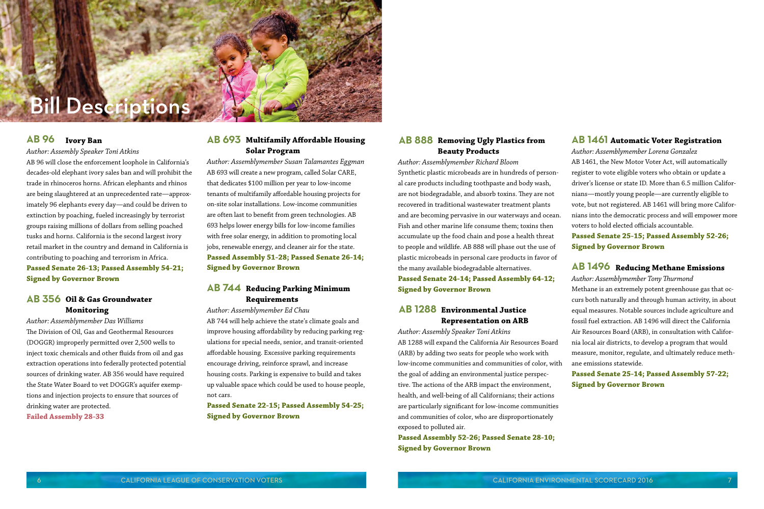# Bill Descriptions

## AB 96 Ivory Ban

*Author: Assembly Speaker Toni Atkins*

AB 96 will close the enforcement loophole in California's decades-old elephant ivory sales ban and will prohibit the trade in rhinoceros horns. African elephants and rhinos are being slaughtered at an unprecedented rate—approximately 96 elephants every day—and could be driven to extinction by poaching, fueled increasingly by terrorist groups raising millions of dollars from selling poached tusks and horns. California is the second largest ivory retail market in the country and demand in California is contributing to poaching and terrorism in Africa.

**Passed Senate 26-13; Passed Assembly 54-21; Signed by Governor Brown**

## AB 356 Oil & Gas Groundwater Monitoring

*Author: Assemblymember Das Williams*

The Division of Oil, Gas and Geothermal Resources (DOGGR) improperly permitted over 2,500 wells to inject toxic chemicals and other fluids from oil and gas extraction operations into federally protected potential sources of drinking water. AB 356 would have required the State Water Board to vet DOGGR's aquifer exemptions and injection projects to ensure that sources of drinking water are protected.

**Failed Assembly 28-33**

## AB 693 Multifamily Affordable Housing Solar Program

*Author: Assemblymember Susan Talamantes Eggman*

AB 693 will create a new program, called Solar CARE, that dedicates $100 million per year to low-income tenants of multifamily affordable housing projects for on-site solar installations. Low-income communities are often last to benefit from green technologies. AB 693 helps lower energy bills for low-income families with free solar energy, in addition to promoting local jobs, renewable energy, and cleaner air for the state.

**Passed Assembly 51-28; Passed Senate 26-14; Signed by Governor Brown**

## AB 744 Reducing Parking Minimum Requirements

*Author: Assemblymember Ed Chau*

AB 744 will help achieve the state's climate goals and improve housing affordability by reducing parking regulations for special needs, senior, and transit-oriented affordable housing. Excessive parking requirements encourage driving, reinforce sprawl, and increase housing costs. Parking is expensive to build and takes up valuable space which could be used to house people, not cars.

**Passed Senate 22-15; Passed Assembly 54-25; Signed by Governor Brown**

## AB 888 Removing Ugly Plastics from Beauty Products

*Author: Assemblymember Richard Bloom*

Synthetic plastic microbeads are in hundreds of personal care products including toothpaste and body wash, are not biodegradable, and absorb toxins. They are not recovered in traditional wastewater treatment plants and are becoming pervasive in our waterways and ocean. Fish and other marine life consume them; toxins then accumulate up the food chain and pose a health threat to people and wildlife. AB 888 will phase out the use of plastic microbeads in personal care products in favor of the many available biodegradable alternatives.

**Passed Senate 24-14; Passed Assembly 64-12; Signed by Governor Brown**

## AB 1288 Environmental Justice Representation on ARB

*Author: Assembly Speaker Toni Atkins*

AB 1288 will expand the California Air Resources Board (ARB) by adding two seats for people who work with low-income communities and communities of color, with the goal of adding an environmental justice perspective. The actions of the ARB impact the environment, health, and well-being of all Californians; their actions are particularly significant for low-income communities and communities of color, who are disproportionately exposed to polluted air.

**Passed Assembly 52-26; Passed Senate 28-10; Signed by Governor Brown**

## AB 1461 Automatic Voter Registration

*Author: Assemblymember Lorena Gonzalez*

AB 1461, the New Motor Voter Act, will automatically register to vote eligible voters who obtain or update a driver's license or state ID. More than 6.5 million Californians—mostly young people—are currently eligible to vote, but not registered. AB 1461 will bring more Californians into the democratic process and will empower more voters to hold elected officials accountable.

**Passed Senate 25-15; Passed Assembly 52-26; Signed by Governor Brown**

## AB 1496 Reducing Methane Emissions

*Author: Assemblymember Tony Thurmond*

Methane is an extremely potent greenhouse gas that occurs both naturally and through human activity, in about equal measures. Notable sources include agriculture and fossil fuel extraction. AB 1496 will direct the California Air Resources Board (ARB), in consultation with California local air districts, to develop a program that would measure, monitor, regulate, and ultimately reduce methane emissions statewide.

**Passed Senate 25-14; Passed Assembly 57-22; Signed by Governor Brown**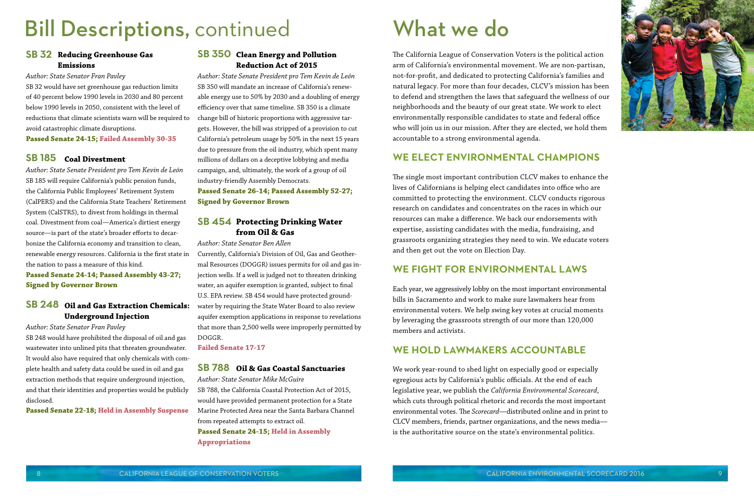# Bill Descriptions, continued

### SB 32 Reducing Greenhouse Gas Emissions

*Author: State Senator Fran Pavley*

SB 32 would have set greenhouse gas reduction limits of 40 percent below 1990 levels in 2030 and 80 percent below 1990 levels in 2050, consistent with the level of reductions that climate scientists warn will be required to avoid catastrophic climate disruptions.

**Passed Senate 24-15; Failed Assembly 30-35**

### SB 185 Coal Divestment

*Author: State Senate President pro Tem Kevin de León*

SB 185 will require California's public pension funds, the California Public Employees' Retirement System (CalPERS) and the California State Teachers' Retirement System (CalSTRS), to divest from holdings in thermal coal. Divestment from coal—America's dirtiest energy source—is part of the state's broader efforts to decarbonize the California economy and transition to clean, renewable energy resources. California is the first state in the nation to pass a measure of this kind.

**Passed Senate 24-14; Passed Assembly 43-27; Signed by Governor Brown**

### SB 248 Oil and Gas Extraction Chemicals: Underground Injection

*Author: State Senator Fran Pavley*

SB 248 would have prohibited the disposal of oil and gas wastewater into unlined pits that threaten groundwater. It would also have required that only chemicals with complete health and safety data could be used in oil and gas extraction methods that require underground injection, and that their identities and properties would be publicly disclosed.

**Passed Senate 22-18; Held in Assembly Suspense**

### SB 350 Clean Energy and Pollution Reduction Act of 2015

*Author: State Senate President pro Tem Kevin de León*

SB 350 will mandate an increase of California's renewable energy use to 50% by 2030 and a doubling of energy efficiency over that same timeline. SB 350 is a climate change bill of historic proportions with aggressive targets. However, the bill was stripped of a provision to cut California's petroleum usage by 50% in the next 15 years due to pressure from the oil industry, which spent many millions of dollars on a deceptive lobbying and media campaign, and, ultimately, the work of a group of oil industry-friendly Assembly Democrats.

**Passed Senate 26-14; Passed Assembly 52-27; Signed by Governor Brown**

### SB 454 Protecting Drinking Water from Oil & Gas

*Author: State Senator Ben Allen*

Currently, California's Division of Oil, Gas and Geothermal Resources (DOGGR) issues permits for oil and gas injection wells. If a well is judged not to threaten drinking water, an aquifer exemption is granted, subject to final U.S. EPA review. SB 454 would have protected groundwater by requiring the State Water Board to also review aquifer exemption applications in response to revelations that more than 2,500 wells were improperly permitted by DOGGR.

**Failed Senate 17-17**

### SB 788 Oil & Gas Coastal Sanctuaries

*Author: State Senator Mike McGuire*

SB 788, the California Coastal Protection Act of 2015, would have provided permanent protection for a State Marine Protected Area near the Santa Barbara Channel from repeated attempts to extract oil.

**Passed Senate 24-15; Held in Assembly Appropriations**

# What we do

The California League of Conservation Voters is the political action arm of California's environmental movement. We are non-partisan, not-for-profit, and dedicated to protecting California's families and natural legacy. For more than four decades, CLCV's mission has been to defend and strengthen the laws that safeguard the wellness of our neighborhoods and the beauty of our great state. We work to elect environmentally responsible candidates to state and federal office who will join us in our mission. After they are elected, we hold them accountable to a strong environmental agenda.

## WE ELECT ENVIRONMENTAL CHAMPIONS

The single most important contribution CLCV makes to enhance the lives of Californians is helping elect candidates into office who are committed to protecting the environment. CLCV conducts rigorous research on candidates and concentrates on the races in which our resources can make a difference. We back our endorsements with expertise, assisting candidates with the media, fundraising, and grassroots organizing strategies they need to win. We educate voters and then get out the vote on Election Day.

## WE FIGHT FOR ENVIRONMENTAL LAWS

Each year, we aggressively lobby on the most important environmental bills in Sacramento and work to make sure lawmakers hear from environmental voters. We help swing key votes at crucial moments by leveraging the grassroots strength of our more than 120,000 members and activists.

## WE HOLD LAWMAKERS ACCOUNTABLE

We work year-round to shed light on especially good or especially egregious acts by California's public officials. At the end of each legislative year, we publish the *California Environmental Scorecard*, which cuts through political rhetoric and records the most important environmental votes. The *Scorecard*—distributed online and in print to CLCV members, friends, partner organizations, and the news media—is the authoritative source on the state's environmental politics.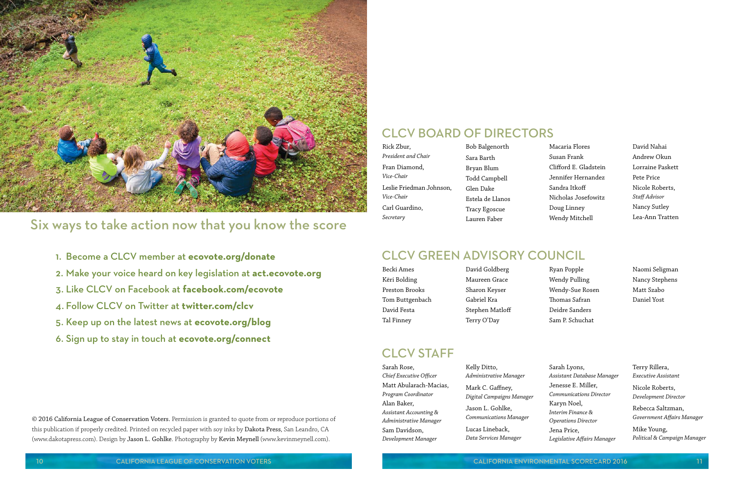## Six ways to take action now that you know the score

1. Become a CLCV member at **ecovote.org/donate**
2. Make your voice heard on key legislation at **act.ecovote.org**
3. Like CLCV on Facebook at **facebook.com/ecovote**
4. Follow CLCV on Twitter at **twitter.com/clcv**
5. Keep up on the latest news at **ecovote.org/blog**
6. Sign up to stay in touch at **ecovote.org/connect**

© 2016 California League of Conservation Voters. Permission is granted to quote from or reproduce portions of this publication if properly credited. Printed on recycled paper with soy inks by Dakota Press, San Leandro, CA (www.dakotapress.com). Design by Jason L. Gohlke. Photography by Kevin Meynell (www.kevinmeynell.com).

## CLCV BOARD OF DIRECTORS

Rick Zbur, *President and Chair*
Fran Diamond, *Vice-Chair*
Leslie Friedman Johnson, *Vice-Chair*
Carl Guardino, *Secretary*
Bob Balgenorth
Sara Barth
Bryan Blum
Todd Campbell
Glen Dake
Estela de Llanos
Tracy Egoscue
Lauren Faber
Macaria Flores
Susan Frank
Clifford E. Gladstein
Jennifer Hernandez
Sandra Itkoff
Nicholas Josefowitz
Doug Linney
Wendy Mitchell
David Nahai
Andrew Okun
Lorraine Paskett
Pete Price
Nicole Roberts, *Staff Advisor*
Nancy Sutley
Lea-Ann Tratten

## CLCV GREEN ADVISORY COUNCIL

Becki Ames
Këri Bolding
Preston Brooks
Tom Buttgenbach
David Festa
Tal Finney
David Goldberg
Maureen Grace
Sharon Keyser
Gabriel Kra
Stephen Matloff
Terry O'Day
Ryan Popple
Wendy Pulling
Wendy-Sue Rosen
Thomas Safran
Deidre Sanders
Sam P. Schuchat
Naomi Seligman
Nancy Stephens
Matt Szabo
Daniel Yost

## CLCV STAFF

Sarah Rose, *Chief Executive Officer*
Matt Abularach-Macias, *Program Coordinator*
Alan Baker, *Assistant Accounting & Administrative Manager*
Sam Davidson, *Development Manager*
Kelly Ditto, *Administrative Manager*
Mark C. Gaffney, *Digital Campaigns Manager*
Jason L. Gohlke, *Communications Manager*
Lucas Lineback, *Data Services Manager*
Sarah Lyons, *Assistant Database Manager*
Jenesse E. Miller, *Communications Director*
Karyn Noel, *Interim Finance & Operations Director*
Jena Price, *Legislative Affairs Manager*
Terry Rillera, *Executive Assistant*
Nicole Roberts, *Development Director*
Rebecca Saltzman, *Government Affairs Manager*
Mike Young, *Political & Campaign Manager*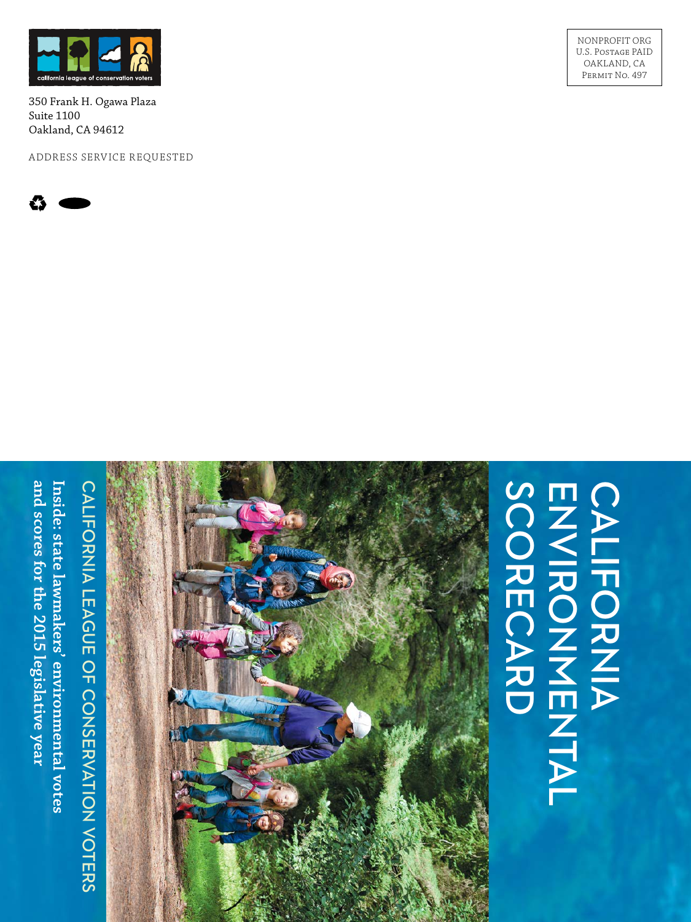california league of conservation voters

350 Frank H. Ogawa Plaza
Suite 1100
Oakland, CA 94612

ADDRESS SERVICE REQUESTED

NONPROFIT ORG
U.S. POSTAGE PAID
OAKLAND, CA
PERMIT NO. 497

# CALIFORNIA ENVIRONMENTAL SCORECARD

CALIFORNIA LEAGUE OF CONSERVATION VOTERS

Inside: state lawmakers' environmental votes and scores for the 2015 legislative year